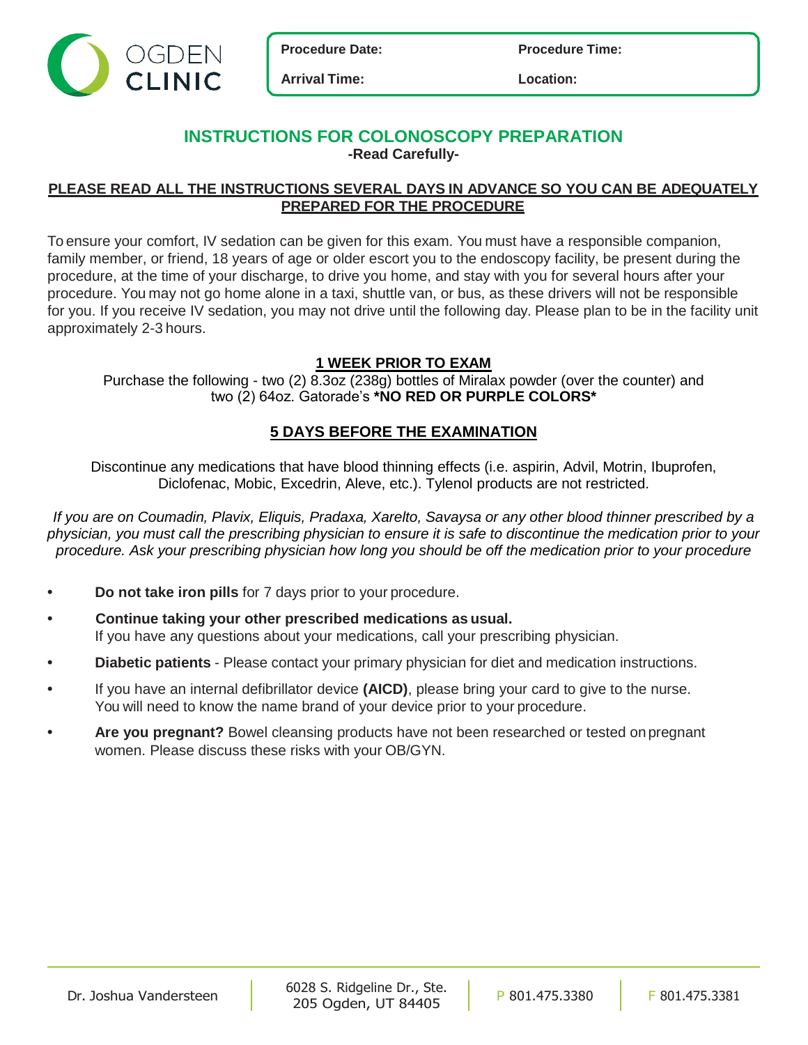OGDEN CLINIC

| Procedure Date: | Procedure Time: |
|---|---|
| Arrival Time: | Location: |

# INSTRUCTIONS FOR COLONOSCOPY PREPARATION

**-Read Carefully-**

**PLEASE READ ALL THE INSTRUCTIONS SEVERAL DAYS IN ADVANCE SO YOU CAN BE ADEQUATELY PREPARED FOR THE PROCEDURE**

To ensure your comfort, IV sedation can be given for this exam. You must have a responsible companion, family member, or friend, 18 years of age or older escort you to the endoscopy facility, be present during the procedure, at the time of your discharge, to drive you home, and stay with you for several hours after your procedure. You may not go home alone in a taxi, shuttle van, or bus, as these drivers will not be responsible for you. If you receive IV sedation, you may not drive until the following day. Please plan to be in the facility unit approximately 2-3 hours.

## 1 WEEK PRIOR TO EXAM

Purchase the following - two (2) 8.3oz (238g) bottles of Miralax powder (over the counter) and two (2) 64oz. Gatorade's **\*NO RED OR PURPLE COLORS\***

## 5 DAYS BEFORE THE EXAMINATION

Discontinue any medications that have blood thinning effects (i.e. aspirin, Advil, Motrin, Ibuprofen, Diclofenac, Mobic, Excedrin, Aleve, etc.). Tylenol products are not restricted.

*If you are on Coumadin, Plavix, Eliquis, Pradaxa, Xarelto, Savaysa or any other blood thinner prescribed by a physician, you must call the prescribing physician to ensure it is safe to discontinue the medication prior to your procedure. Ask your prescribing physician how long you should be off the medication prior to your procedure*

- **Do not take iron pills** for 7 days prior to your procedure.
- **Continue taking your other prescribed medications as usual.** If you have any questions about your medications, call your prescribing physician.
- **Diabetic patients** - Please contact your primary physician for diet and medication instructions.
- If you have an internal defibrillator device **(AICD)**, please bring your card to give to the nurse. You will need to know the name brand of your device prior to your procedure.
- **Are you pregnant?** Bowel cleansing products have not been researched or tested on pregnant women. Please discuss these risks with your OB/GYN.

Dr. Joshua Vandersteen | 6028 S. Ridgeline Dr., Ste. 205 Ogden, UT 84405 | P 801.475.3380 | F 801.475.3381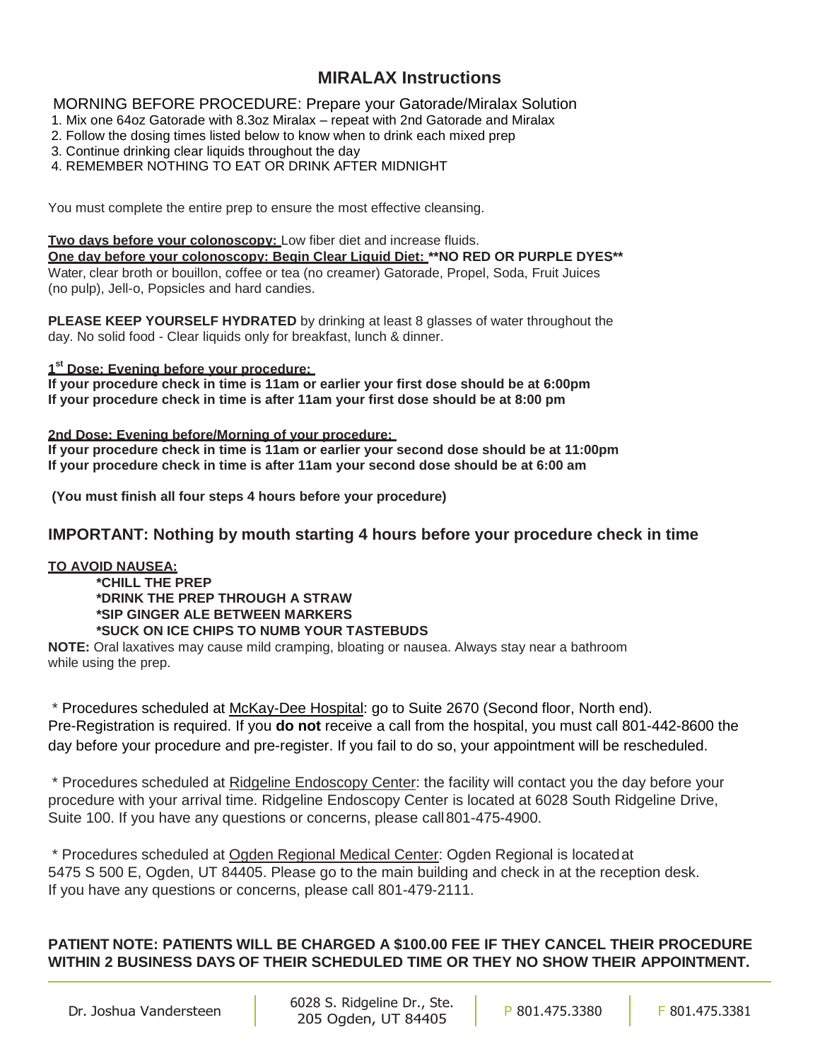# MIRALAX Instructions

MORNING BEFORE PROCEDURE: Prepare your Gatorade/Miralax Solution

1. Mix one 64oz Gatorade with 8.3oz Miralax – repeat with 2nd Gatorade and Miralax
2. Follow the dosing times listed below to know when to drink each mixed prep
3. Continue drinking clear liquids throughout the day
4. REMEMBER NOTHING TO EAT OR DRINK AFTER MIDNIGHT

You must complete the entire prep to ensure the most effective cleansing.

**Two days before your colonoscopy:** Low fiber diet and increase fluids.
**One day before your colonoscopy: Begin Clear Liquid Diet: \*\*NO RED OR PURPLE DYES\*\***
Water, clear broth or bouillon, coffee or tea (no creamer) Gatorade, Propel, Soda, Fruit Juices (no pulp), Jell-o, Popsicles and hard candies.

**PLEASE KEEP YOURSELF HYDRATED** by drinking at least 8 glasses of water throughout the day. No solid food - Clear liquids only for breakfast, lunch & dinner.

**1st Dose: Evening before your procedure:**
**If your procedure check in time is 11am or earlier your first dose should be at 6:00pm**
**If your procedure check in time is after 11am your first dose should be at 8:00 pm**

**2nd Dose: Evening before/Morning of your procedure:**
**If your procedure check in time is 11am or earlier your second dose should be at 11:00pm**
**If your procedure check in time is after 11am your second dose should be at 6:00 am**

**(You must finish all four steps 4 hours before your procedure)**

## IMPORTANT: Nothing by mouth starting 4 hours before your procedure check in time

**TO AVOID NAUSEA:**

**\*CHILL THE PREP**
**\*DRINK THE PREP THROUGH A STRAW**
**\*SIP GINGER ALE BETWEEN MARKERS**
**\*SUCK ON ICE CHIPS TO NUMB YOUR TASTEBUDS**

**NOTE:** Oral laxatives may cause mild cramping, bloating or nausea. Always stay near a bathroom while using the prep.

\* Procedures scheduled at McKay-Dee Hospital: go to Suite 2670 (Second floor, North end). Pre-Registration is required. If you **do not** receive a call from the hospital, you must call 801-442-8600 the day before your procedure and pre-register. If you fail to do so, your appointment will be rescheduled.

\* Procedures scheduled at Ridgeline Endoscopy Center: the facility will contact you the day before your procedure with your arrival time. Ridgeline Endoscopy Center is located at 6028 South Ridgeline Drive, Suite 100. If you have any questions or concerns, please call 801-475-4900.

\* Procedures scheduled at Ogden Regional Medical Center: Ogden Regional is located at 5475 S 500 E, Ogden, UT 84405. Please go to the main building and check in at the reception desk. If you have any questions or concerns, please call 801-479-2111.

**PATIENT NOTE: PATIENTS WILL BE CHARGED A $100.00 FEE IF THEY CANCEL THEIR PROCEDURE WITHIN 2 BUSINESS DAYS OF THEIR SCHEDULED TIME OR THEY NO SHOW THEIR APPOINTMENT.**

Dr. Joshua Vandersteen | 6028 S. Ridgeline Dr., Ste. 205 Ogden, UT 84405 | P 801.475.3380 | F 801.475.3381